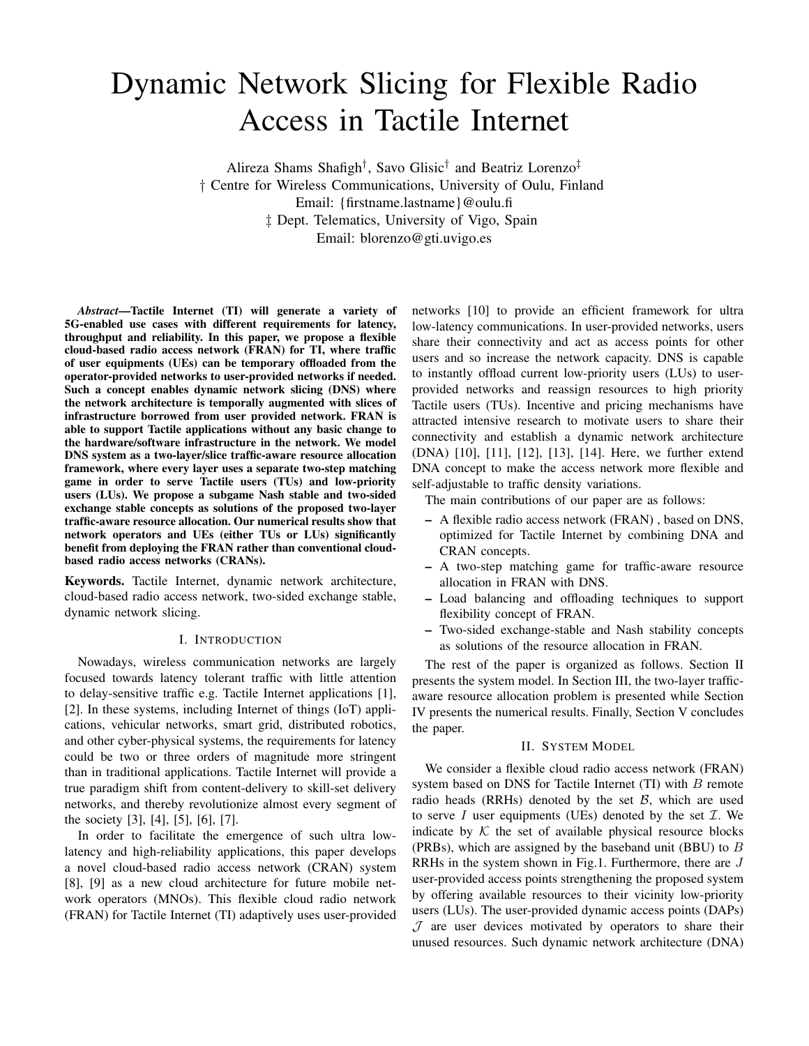# Dynamic Network Slicing for Flexible Radio Access in Tactile Internet

Alireza Shams Shafigh[†], Savo Glisic[†] and Beatriz Lorenzo[‡]

† Centre for Wireless Communications, University of Oulu, Finland
Email: {firstname.lastname}@oulu.fi
‡ Dept. Telematics, University of Vigo, Spain
Email: blorenzo@gti.uvigo.es

***Abstract*—Tactile Internet (TI) will generate a variety of 5G-enabled use cases with different requirements for latency, throughput and reliability. In this paper, we propose a flexible cloud-based radio access network (FRAN) for TI, where traffic of user equipments (UEs) can be temporary offloaded from the operator-provided networks to user-provided networks if needed. Such a concept enables dynamic network slicing (DNS) where the network architecture is temporally augmented with slices of infrastructure borrowed from user provided network. FRAN is able to support Tactile applications without any basic change to the hardware/software infrastructure in the network. We model DNS system as a two-layer/slice traffic-aware resource allocation framework, where every layer uses a separate two-step matching game in order to serve Tactile users (TUs) and low-priority users (LUs). We propose a subgame Nash stable and two-sided exchange stable concepts as solutions of the proposed two-layer traffic-aware resource allocation. Our numerical results show that network operators and UEs (either TUs or LUs) significantly benefit from deploying the FRAN rather than conventional cloud-based radio access networks (CRANs).**

**Keywords.** Tactile Internet, dynamic network architecture, cloud-based radio access network, two-sided exchange stable, dynamic network slicing.

## I. Introduction

Nowadays, wireless communication networks are largely focused towards latency tolerant traffic with little attention to delay-sensitive traffic e.g. Tactile Internet applications [1], [2]. In these systems, including Internet of things (IoT) applications, vehicular networks, smart grid, distributed robotics, and other cyber-physical systems, the requirements for latency could be two or three orders of magnitude more stringent than in traditional applications. Tactile Internet will provide a true paradigm shift from content-delivery to skill-set delivery networks, and thereby revolutionize almost every segment of the society [3], [4], [5], [6], [7].

In order to facilitate the emergence of such ultra low-latency and high-reliability applications, this paper develops a novel cloud-based radio access network (CRAN) system [8], [9] as a new cloud architecture for future mobile network operators (MNOs). This flexible cloud radio network (FRAN) for Tactile Internet (TI) adaptively uses user-provided networks [10] to provide an efficient framework for ultra low-latency communications. In user-provided networks, users share their connectivity and act as access points for other users and so increase the network capacity. DNS is capable to instantly offload current low-priority users (LUs) to user-provided networks and reassign resources to high priority Tactile users (TUs). Incentive and pricing mechanisms have attracted intensive research to motivate users to share their connectivity and establish a dynamic network architecture (DNA) [10], [11], [12], [13], [14]. Here, we further extend DNA concept to make the access network more flexible and self-adjustable to traffic density variations.

The main contributions of our paper are as follows:

- A flexible radio access network (FRAN) , based on DNS, optimized for Tactile Internet by combining DNA and CRAN concepts.
- A two-step matching game for traffic-aware resource allocation in FRAN with DNS.
- Load balancing and offloading techniques to support flexibility concept of FRAN.
- Two-sided exchange-stable and Nash stability concepts as solutions of the resource allocation in FRAN.

The rest of the paper is organized as follows. Section II presents the system model. In Section III, the two-layer traffic-aware resource allocation problem is presented while Section IV presents the numerical results. Finally, Section V concludes the paper.

## II. System Model

We consider a flexible cloud radio access network (FRAN) system based on DNS for Tactile Internet (TI) with $B$ remote radio heads (RRHs) denoted by the set $\mathcal{B}$, which are used to serve $I$ user equipments (UEs) denoted by the set $\mathcal{I}$. We indicate by $\mathcal{K}$ the set of available physical resource blocks (PRBs), which are assigned by the baseband unit (BBU) to $B$ RRHs in the system shown in Fig.1. Furthermore, there are $J$ user-provided access points strengthening the proposed system by offering available resources to their vicinity low-priority users (LUs). The user-provided dynamic access points (DAPs) $\mathcal{J}$ are user devices motivated by operators to share their unused resources. Such dynamic network architecture (DNA)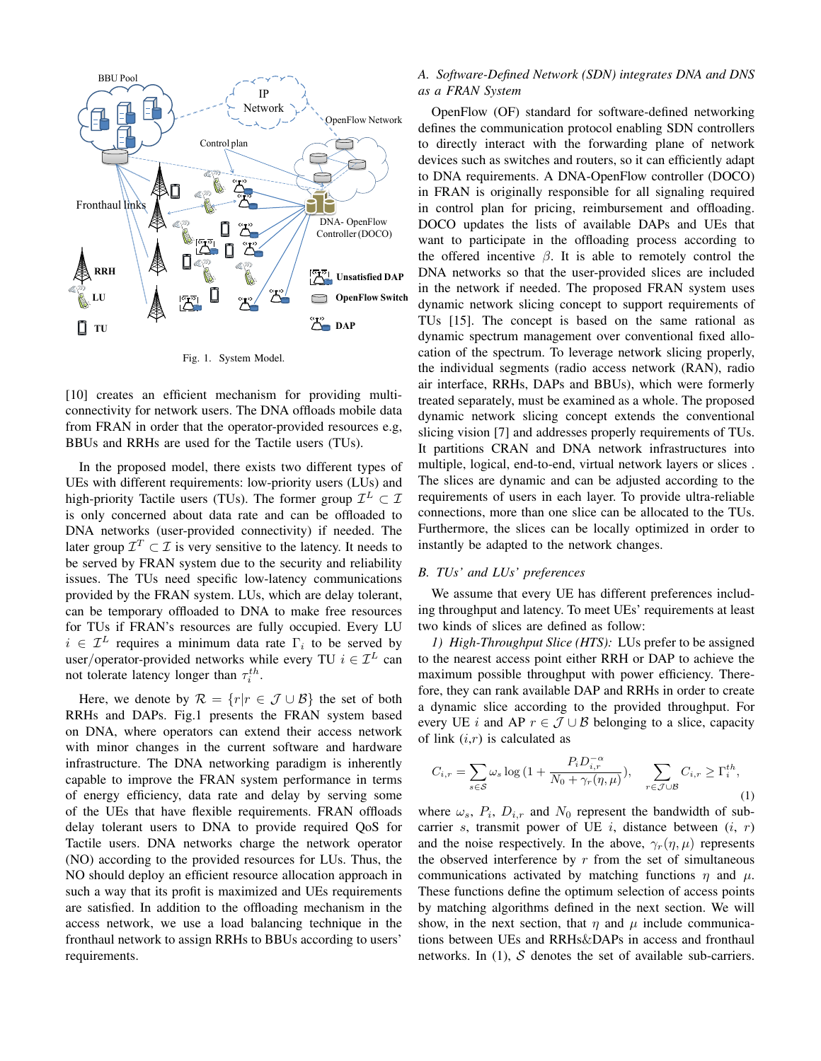Fig. 1. System Model.

[10] creates an efficient mechanism for providing multi-connectivity for network users. The DNA offloads mobile data from FRAN in order that the operator-provided resources e.g, BBUs and RRHs are used for the Tactile users (TUs).

In the proposed model, there exists two different types of UEs with different requirements: low-priority users (LUs) and high-priority Tactile users (TUs). The former group $\mathcal{I}^L \subset \mathcal{I}$ is only concerned about data rate and can be offloaded to DNA networks (user-provided connectivity) if needed. The later group $\mathcal{I}^T \subset \mathcal{I}$ is very sensitive to the latency. It needs to be served by FRAN system due to the security and reliability issues. The TUs need specific low-latency communications provided by the FRAN system. LUs, which are delay tolerant, can be temporary offloaded to DNA to make free resources for TUs if FRAN's resources are fully occupied. Every LU $i \in \mathcal{I}^L$ requires a minimum data rate $\Gamma_i$ to be served by user/operator-provided networks while every TU $i \in \mathcal{I}^L$ can not tolerate latency longer than $\tau_i^{th}$.

Here, we denote by $\mathcal{R} = \{r | r \in \mathcal{J} \cup \mathcal{B}\}$ the set of both RRHs and DAPs. Fig.1 presents the FRAN system based on DNA, where operators can extend their access network with minor changes in the current software and hardware infrastructure. The DNA networking paradigm is inherently capable to improve the FRAN system performance in terms of energy efficiency, data rate and delay by serving some of the UEs that have flexible requirements. FRAN offloads delay tolerant users to DNA to provide required QoS for Tactile users. DNA networks charge the network operator (NO) according to the provided resources for LUs. Thus, the NO should deploy an efficient resource allocation approach in such a way that its profit is maximized and UEs requirements are satisfied. In addition to the offloading mechanism in the access network, we use a load balancing technique in the fronthaul network to assign RRHs to BBUs according to users' requirements.

## A. *Software-Defined Network (SDN) integrates DNA and DNS as a FRAN System*

OpenFlow (OF) standard for software-defined networking defines the communication protocol enabling SDN controllers to directly interact with the forwarding plane of network devices such as switches and routers, so it can efficiently adapt to DNA requirements. A DNA-OpenFlow controller (DOCO) in FRAN is originally responsible for all signaling required in control plan for pricing, reimbursement and offloading. DOCO updates the lists of available DAPs and UEs that want to participate in the offloading process according to the offered incentive $\beta$. It is able to remotely control the DNA networks so that the user-provided slices are included in the network if needed. The proposed FRAN system uses dynamic network slicing concept to support requirements of TUs [15]. The concept is based on the same rational as dynamic spectrum management over conventional fixed allocation of the spectrum. To leverage network slicing properly, the individual segments (radio access network (RAN), radio air interface, RRHs, DAPs and BBUs), which were formerly treated separately, must be examined as a whole. The proposed dynamic network slicing concept extends the conventional slicing vision [7] and addresses properly requirements of TUs. It partitions CRAN and DNA network infrastructures into multiple, logical, end-to-end, virtual network layers or slices . The slices are dynamic and can be adjusted according to the requirements of users in each layer. To provide ultra-reliable connections, more than one slice can be allocated to the TUs. Furthermore, the slices can be locally optimized in order to instantly be adapted to the network changes.

## B. *TUs' and LUs' preferences*

We assume that every UE has different preferences including throughput and latency. To meet UEs' requirements at least two kinds of slices are defined as follow:

*1) High-Throughput Slice (HTS):* LUs prefer to be assigned to the nearest access point either RRH or DAP to achieve the maximum possible throughput with power efficiency. Therefore, they can rank available DAP and RRHs in order to create a dynamic slice according to the provided throughput. For every UE $i$ and AP $r \in \mathcal{J} \cup \mathcal{B}$ belonging to a slice, capacity of link $(i,r)$ is calculated as

$$C_{i,r} = \sum_{s \in \mathcal{S}} \omega_s \log\left(1 + \frac{P_i D_{i,r}^{-\alpha}}{N_0 + \gamma_r(\eta, \mu)}\right), \quad \sum_{r \in \mathcal{J} \cup \mathcal{B}} C_{i,r} \geq \Gamma_i^{th}, \tag{1}$$

where $\omega_s$, $P_i$, $D_{i,r}$ and $N_0$ represent the bandwidth of sub-carrier $s$, transmit power of UE $i$, distance between $(i,\ r)$ and the noise respectively. In the above, $\gamma_r(\eta, \mu)$ represents the observed interference by $r$ from the set of simultaneous communications activated by matching functions $\eta$ and $\mu$. These functions define the optimum selection of access points by matching algorithms defined in the next section. We will show, in the next section, that $\eta$ and $\mu$ include communications between UEs and RRHs&DAPs in access and fronthaul networks. In (1), $\mathcal{S}$ denotes the set of available sub-carriers.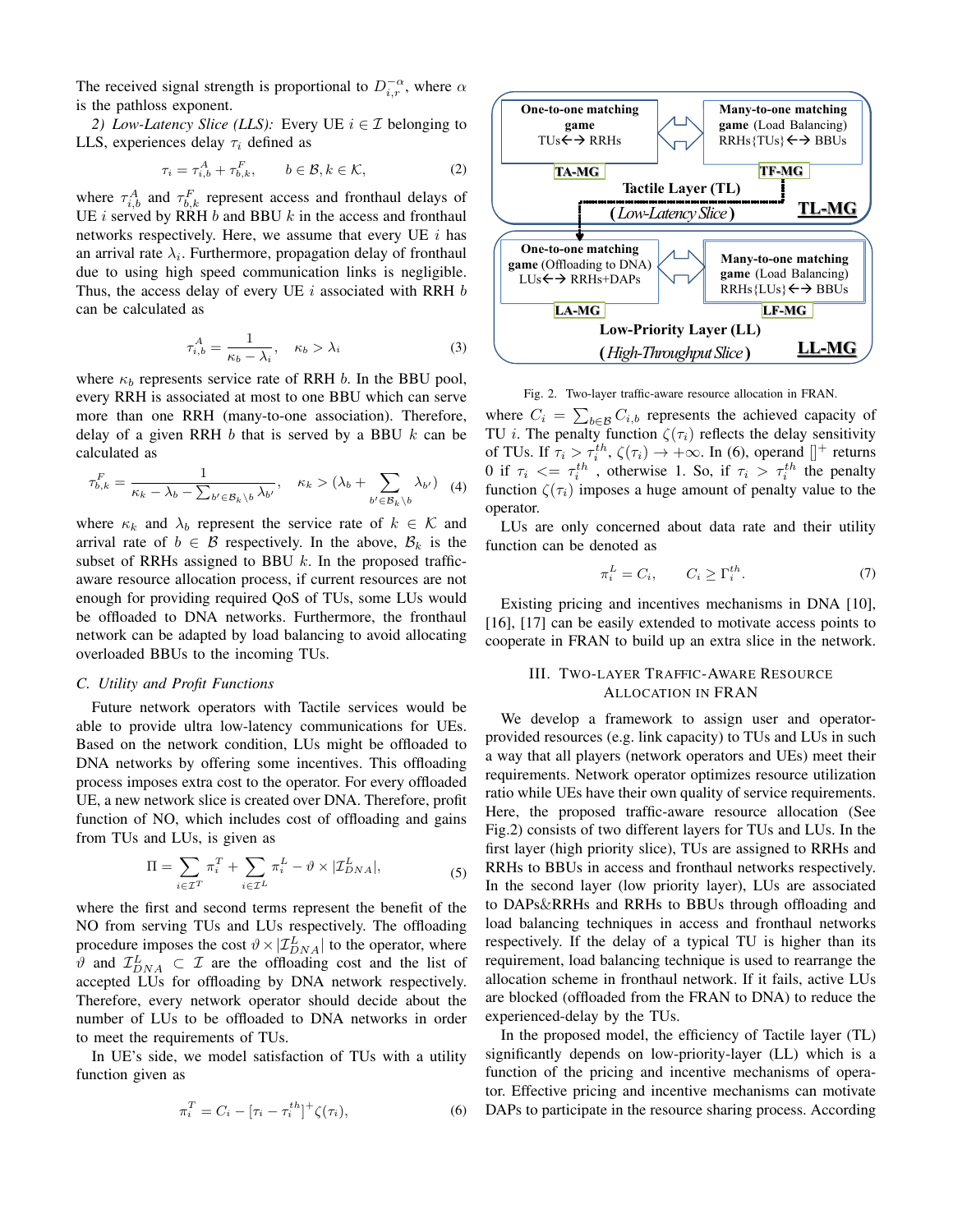The received signal strength is proportional to $D_{i,r}^{-\alpha}$, where $\alpha$ is the pathloss exponent.

*2) Low-Latency Slice (LLS):* Every UE $i \in \mathcal{I}$ belonging to LLS, experiences delay $\tau_i$ defined as

$$\tau_i = \tau_{i,b}^{A} + \tau_{b,k}^{F}, \qquad b \in \mathcal{B}, k \in \mathcal{K}, \tag{2}$$

where $\tau_{i,b}^{A}$ and $\tau_{b,k}^{F}$ represent access and fronthaul delays of UE $i$ served by RRH $b$ and BBU $k$ in the access and fronthaul networks respectively. Here, we assume that every UE $i$ has an arrival rate $\lambda_i$. Furthermore, propagation delay of fronthaul due to using high speed communication links is negligible. Thus, the access delay of every UE $i$ associated with RRH $b$ can be calculated as

$$\tau_{i,b}^{A} = \frac{1}{\kappa_b - \lambda_i}, \quad \kappa_b > \lambda_i \tag{3}$$

where $\kappa_b$ represents service rate of RRH $b$. In the BBU pool, every RRH is associated at most to one BBU which can serve more than one RRH (many-to-one association). Therefore, delay of a given RRH $b$ that is served by a BBU $k$ can be calculated as

$$\tau_{b,k}^{F} = \frac{1}{\kappa_k - \lambda_b - \sum_{b' \in \mathcal{B}_k \setminus b} \lambda_{b'}}, \quad \kappa_k > (\lambda_b + \sum_{b' \in \mathcal{B}_k \setminus b} \lambda_{b'}) \tag{4}$$

where $\kappa_k$ and $\lambda_b$ represent the service rate of $k \in \mathcal{K}$ and arrival rate of $b \in \mathcal{B}$ respectively. In the above, $\mathcal{B}_k$ is the subset of RRHs assigned to BBU $k$. In the proposed traffic-aware resource allocation process, if current resources are not enough for providing required QoS of TUs, some LUs would be offloaded to DNA networks. Furthermore, the fronthaul network can be adapted by load balancing to avoid allocating overloaded BBUs to the incoming TUs.

### C. Utility and Profit Functions

Future network operators with Tactile services would be able to provide ultra low-latency communications for UEs. Based on the network condition, LUs might be offloaded to DNA networks by offering some incentives. This offloading process imposes extra cost to the operator. For every offloaded UE, a new network slice is created over DNA. Therefore, profit function of NO, which includes cost of offloading and gains from TUs and LUs, is given as

$$\Pi = \sum_{i \in \mathcal{I}^T} \pi_i^T + \sum_{i \in \mathcal{I}^L} \pi_i^L - \vartheta \times |\mathcal{I}_{DNA}^L|, \tag{5}$$

where the first and second terms represent the benefit of the NO from serving TUs and LUs respectively. The offloading procedure imposes the cost $\vartheta \times |\mathcal{I}_{DNA}^L|$ to the operator, where $\vartheta$ and $\mathcal{I}_{DNA}^L \subset \mathcal{I}$ are the offloading cost and the list of accepted LUs for offloading by DNA network respectively. Therefore, every network operator should decide about the number of LUs to be offloaded to DNA networks in order to meet the requirements of TUs.

In UE's side, we model satisfaction of TUs with a utility function given as

$$\pi_i^T = C_i - [\tau_i - \tau_i^{th}]^+ \zeta(\tau_i), \tag{6}$$

Fig. 2. Two-layer traffic-aware resource allocation in FRAN.

where $C_i = \sum_{b \in \mathcal{B}} C_{i,b}$ represents the achieved capacity of TU $i$. The penalty function $\zeta(\tau_i)$ reflects the delay sensitivity of TUs. If $\tau_i > \tau_i^{th}$, $\zeta(\tau_i) \rightarrow +\infty$. In (6), operand $[]^+$ returns 0 if $\tau_i <= \tau_i^{th}$ , otherwise 1. So, if $\tau_i > \tau_i^{th}$ the penalty function $\zeta(\tau_i)$ imposes a huge amount of penalty value to the operator.

LUs are only concerned about data rate and their utility function can be denoted as

$$\pi_i^L = C_i, \qquad C_i \geq \Gamma_i^{th}. \tag{7}$$

Existing pricing and incentives mechanisms in DNA [10], [16], [17] can be easily extended to motivate access points to cooperate in FRAN to build up an extra slice in the network.

## III. Two-Layer Traffic-Aware Resource Allocation in FRAN

We develop a framework to assign user and operator-provided resources (e.g. link capacity) to TUs and LUs in such a way that all players (network operators and UEs) meet their requirements. Network operator optimizes resource utilization ratio while UEs have their own quality of service requirements. Here, the proposed traffic-aware resource allocation (See Fig.2) consists of two different layers for TUs and LUs. In the first layer (high priority slice), TUs are assigned to RRHs and RRHs to BBUs in access and fronthaul networks respectively. In the second layer (low priority layer), LUs are associated to DAPs&RRHs and RRHs to BBUs through offloading and load balancing techniques in access and fronthaul networks respectively. If the delay of a typical TU is higher than its requirement, load balancing technique is used to rearrange the allocation scheme in fronthaul network. If it fails, active LUs are blocked (offloaded from the FRAN to DNA) to reduce the experienced-delay by the TUs.

In the proposed model, the efficiency of Tactile layer (TL) significantly depends on low-priority-layer (LL) which is a function of the pricing and incentive mechanisms of operator. Effective pricing and incentive mechanisms can motivate DAPs to participate in the resource sharing process. According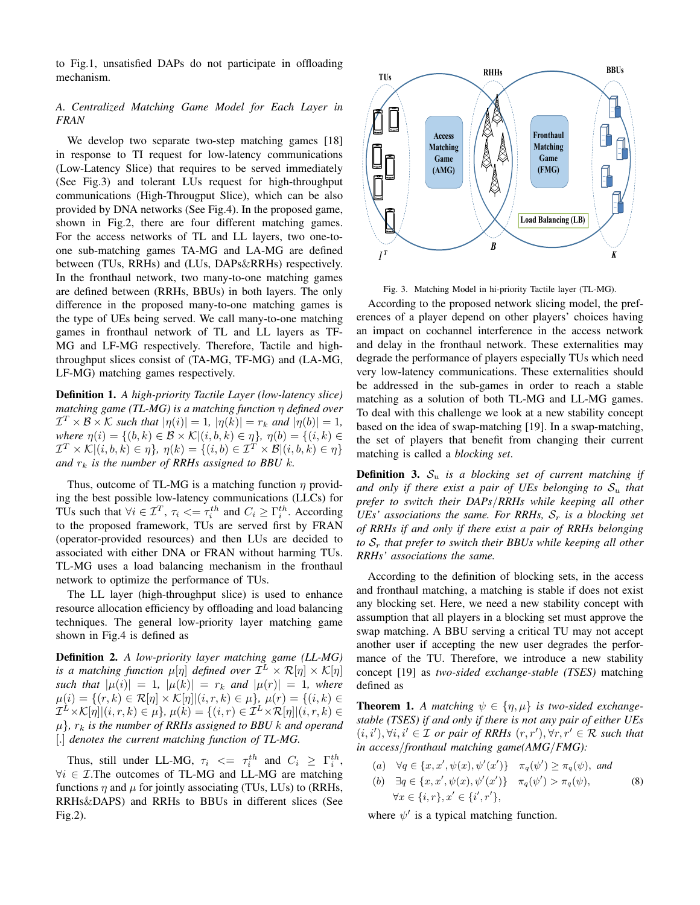to Fig.1, unsatisfied DAPs do not participate in offloading mechanism.

### A. Centralized Matching Game Model for Each Layer in FRAN

We develop two separate two-step matching games [18] in response to TI request for low-latency communications (Low-Latency Slice) that requires to be served immediately (See Fig.3) and tolerant LUs request for high-throughput communications (High-Througput Slice), which can be also provided by DNA networks (See Fig.4). In the proposed game, shown in Fig.2, there are four different matching games. For the access networks of TL and LL layers, two one-to-one sub-matching games TA-MG and LA-MG are defined between (TUs, RRHs) and (LUs, DAPs&RRHs) respectively. In the fronthaul network, two many-to-one matching games are defined between (RRHs, BBUs) in both layers. The only difference in the proposed many-to-one matching games is the type of UEs being served. We call many-to-one matching games in fronthaul network of TL and LL layers as TF-MG and LF-MG respectively. Therefore, Tactile and high-throughput slices consist of (TA-MG, TF-MG) and (LA-MG, LF-MG) matching games respectively.

**Definition 1.** *A high-priority Tactile Layer (low-latency slice) matching game (TL-MG) is a matching function* $\eta$ *defined over* $\mathcal{I}^T \times \mathcal{B} \times \mathcal{K}$ *such that* $|\eta(i)| = 1$, $|\eta(k)| = r_k$ *and* $|\eta(b)| = 1$, *where* $\eta(i) = \{(b, k) \in \mathcal{B} \times \mathcal{K} | (i, b, k) \in \eta\}$, $\eta(b) = \{(i, k) \in \mathcal{I}^T \times \mathcal{K} | (i, b, k) \in \eta\}$, $\eta(k) = \{(i, b) \in \mathcal{I}^T \times \mathcal{B} | (i, b, k) \in \eta\}$ *and* $r_k$ *is the number of RRHs assigned to BBU* $k$.

Thus, outcome of TL-MG is a matching function $\eta$ providing the best possible low-latency communications (LLCs) for TUs such that $\forall i \in \mathcal{I}^T$, $\tau_i <= \tau_i^{th}$ and $C_i \geq \Gamma_i^{th}$. According to the proposed framework, TUs are served first by FRAN (operator-provided resources) and then LUs are decided to associated with either DNA or FRAN without harming TUs. TL-MG uses a load balancing mechanism in the fronthaul network to optimize the performance of TUs.

The LL layer (high-throughput slice) is used to enhance resource allocation efficiency by offloading and load balancing techniques. The general low-priority layer matching game shown in Fig.4 is defined as

**Definition 2.** *A low-priority layer matching game (LL-MG) is a matching function* $\mu[\eta]$ *defined over* $\mathcal{I}^L \times \mathcal{R}[\eta] \times \mathcal{K}[\eta]$ *such that* $|\mu(i)| = 1$, $|\mu(k)| = r_k$ *and* $|\mu(r)| = 1$, *where* $\mu(i) = \{(r, k) \in \mathcal{R}[\eta] \times \mathcal{K}[\eta] | (i, r, k) \in \mu\}$, $\mu(r) = \{(i, k) \in \mathcal{I}^T \times \mathcal{K}[\eta] | (i, r, k) \in \mu\}$, $\mu(k) = \{(i, r) \in \mathcal{I}^L \times \mathcal{R}[\eta] | (i, r, k) \in \mu\}$, $r_k$ *is the number of RRHs assigned to BBU* $k$ *and operand* $[.]$ *denotes the current matching function of TL-MG.*

Thus, still under LL-MG, $\tau_i <= \tau_i^{th}$ and $C_i \geq \Gamma_i^{th}$, $\forall i \in \mathcal{I}$.The outcomes of TL-MG and LL-MG are matching functions $\eta$ and $\mu$ for jointly associating (TUs, LUs) to (RRHs, RRHs&DAPS) and RRHs to BBUs in different slices (See Fig.2).

Fig. 3. Matching Model in hi-priority Tactile layer (TL-MG).

According to the proposed network slicing model, the preferences of a player depend on other players' choices having an impact on cochannel interference in the access network and delay in the fronthaul network. These externalities may degrade the performance of players especially TUs which need very low-latency communications. These externalities should be addressed in the sub-games in order to reach a stable matching as a solution of both TL-MG and LL-MG games. To deal with this challenge we look at a new stability concept based on the idea of swap-matching [19]. In a swap-matching, the set of players that benefit from changing their current matching is called a *blocking set*.

**Definition 3.** $\mathcal{S}_u$ *is a blocking set of current matching if and only if there exist a pair of UEs belonging to* $\mathcal{S}_u$ *that prefer to switch their DAPs/RRHs while keeping all other UEs' associations the same. For RRHs,* $\mathcal{S}_r$ *is a blocking set of RRHs if and only if there exist a pair of RRHs belonging to* $\mathcal{S}_r$ *that prefer to switch their BBUs while keeping all other RRHs' associations the same.*

According to the definition of blocking sets, in the access and fronthaul matching, a matching is stable if does not exist any blocking set. Here, we need a new stability concept with assumption that all players in a blocking set must approve the swap matching. A BBU serving a critical TU may not accept another user if accepting the new user degrades the performance of the TU. Therefore, we introduce a new stability concept [19] as *two-sided exchange-stable (TSES)* matching defined as

**Theorem 1.** *A matching* $\psi \in \{\eta, \mu\}$ *is two-sided exchange-stable (TSES) if and only if there is not any pair of either UEs* $(i, i'), \forall i, i' \in \mathcal{I}$ *or pair of RRHs* $(r, r'), \forall r, r' \in \mathcal{R}$ *such that in access/fronthaul matching game(AMG/FMG):*

$$
\begin{aligned}
&(a) \quad \forall q \in \{x, x', \psi(x), \psi'(x')\} \quad \pi_q(\psi') \geq \pi_q(\psi), \textit{ and} \\
&(b) \quad \exists q \in \{x, x', \psi(x), \psi'(x')\} \quad \pi_q(\psi') > \pi_q(\psi), \\
&\quad\;\; \forall x \in \{i, r\}, x' \in \{i', r'\},
\end{aligned} \tag{8}
$$

where $\psi'$ is a typical matching function.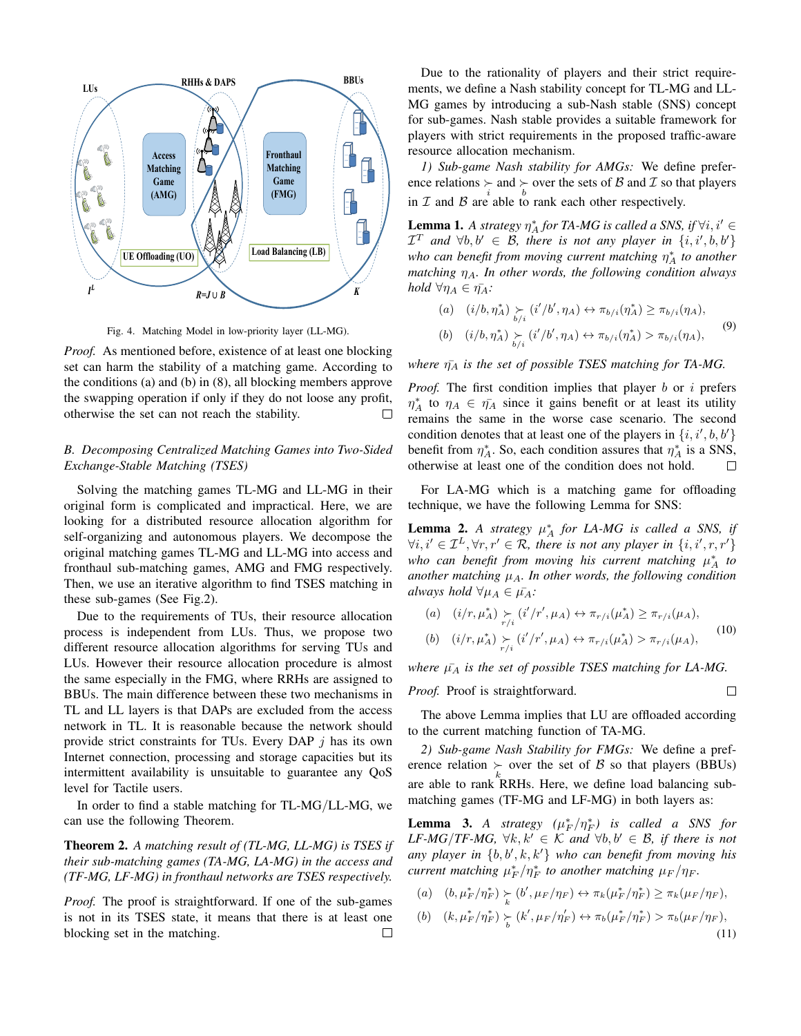LUs

RRHs & DAPS

BBUs

Access Matching Game (AMG)

Fronthaul Matching Game (FMG)

UE Offloading (UO)

Load Balancing (LB)

$I^L$

$R=J \cup B$

$K$

Fig. 4. Matching Model in low-priority layer (LL-MG).

*Proof.* As mentioned before, existence of at least one blocking set can harm the stability of a matching game. According to the conditions (a) and (b) in (8), all blocking members approve the swapping operation if only if they do not loose any profit, otherwise the set can not reach the stability. □

### *B. Decomposing Centralized Matching Games into Two-Sided Exchange-Stable Matching (TSES)*

Solving the matching games TL-MG and LL-MG in their original form is complicated and impractical. Here, we are looking for a distributed resource allocation algorithm for self-organizing and autonomous players. We decompose the original matching games TL-MG and LL-MG into access and fronthaul sub-matching games, AMG and FMG respectively. Then, we use an iterative algorithm to find TSES matching in these sub-games (See Fig.2).

Due to the requirements of TUs, their resource allocation process is independent from LUs. Thus, we propose two different resource allocation algorithms for serving TUs and LUs. However their resource allocation procedure is almost the same especially in the FMG, where RRHs are assigned to BBUs. The main difference between these two mechanisms in TL and LL layers is that DAPs are excluded from the access network in TL. It is reasonable because the network should provide strict constraints for TUs. Every DAP $j$ has its own Internet connection, processing and storage capacities but its intermittent availability is unsuitable to guarantee any QoS level for Tactile users.

In order to find a stable matching for TL-MG/LL-MG, we can use the following Theorem.

**Theorem 2.** *A matching result of (TL-MG, LL-MG) is TSES if their sub-matching games (TA-MG, LA-MG) in the access and (TF-MG, LF-MG) in fronthaul networks are TSES respectively.*

*Proof.* The proof is straightforward. If one of the sub-games is not in its TSES state, it means that there is at least one blocking set in the matching. □

Due to the rationality of players and their strict requirements, we define a Nash stability concept for TL-MG and LL-MG games by introducing a sub-Nash stable (SNS) concept for sub-games. Nash stable provides a suitable framework for players with strict requirements in the proposed traffic-aware resource allocation mechanism.

*1) Sub-game Nash stability for AMGs:* We define preference relations $\underset{i}{\succ}$ and $\underset{b}{\succ}$ over the sets of $\mathcal{B}$ and $\mathcal{I}$ so that players in $\mathcal{I}$ and $\mathcal{B}$ are able to rank each other respectively.

**Lemma 1.** *A strategy $\eta_A^*$ for TA-MG is called a SNS, if $\forall i, i' \in \mathcal{I}^T$ and $\forall b, b' \in \mathcal{B}$, there is not any player in $\{i, i', b, b'\}$ who can benefit from moving current matching $\eta_A^*$ to another matching $\eta_A$. In other words, the following condition always hold $\forall \eta_A \in \bar{\eta_A}$:*

$$
\begin{aligned}
&(a) \quad (i/b, \eta_A^*) \underset{b/i}{\succ} (i'/b', \eta_A) \leftrightarrow \pi_{b/i}(\eta_A^*) \geq \pi_{b/i}(\eta_A), \\
&(b) \quad (i/b, \eta_A^*) \underset{b/i}{\succ} (i'/b', \eta_A) \leftrightarrow \pi_{b/i}(\eta_A^*) > \pi_{b/i}(\eta_A),
\end{aligned} \tag{9}
$$

*where $\bar{\eta_A}$ is the set of possible TSES matching for TA-MG.*

*Proof.* The first condition implies that player $b$ or $i$ prefers $\eta_A^*$ to $\eta_A \in \bar{\eta_A}$ since it gains benefit or at least its utility remains the same in the worse case scenario. The second condition denotes that at least one of the players in $\{i, i', b, b'\}$ benefit from $\eta_A^*$. So, each condition assures that $\eta_A^*$ is a SNS, otherwise at least one of the condition does not hold. □

For LA-MG which is a matching game for offloading technique, we have the following Lemma for SNS:

**Lemma 2.** *A strategy $\mu_A^*$ for LA-MG is called a SNS, if $\forall i, i' \in \mathcal{I}^L, \forall r, r' \in \mathcal{R}$, there is not any player in $\{i, i', r, r'\}$ who can benefit from moving his current matching $\mu_A^*$ to another matching $\mu_A$. In other words, the following condition always hold $\forall \mu_A \in \bar{\mu_A}$:*

$$
\begin{aligned}
&(a) \quad (i/r, \mu_A^*) \underset{r/i}{\succ} (i'/r', \mu_A) \leftrightarrow \pi_{r/i}(\mu_A^*) \geq \pi_{r/i}(\mu_A), \\
&(b) \quad (i/r, \mu_A^*) \underset{r/i}{\succ} (i'/r', \mu_A) \leftrightarrow \pi_{r/i}(\mu_A^*) > \pi_{r/i}(\mu_A),
\end{aligned} \tag{10}
$$

*where $\bar{\mu_A}$ is the set of possible TSES matching for LA-MG.*

*Proof.* Proof is straightforward. □

The above Lemma implies that LU are offloaded according to the current matching function of TA-MG.

*2) Sub-game Nash Stability for FMGs:* We define a preference relation $\underset{k}{\succ}$ over the set of $\mathcal{B}$ so that players (BBUs) are able to rank RRHs. Here, we define load balancing sub-matching games (TF-MG and LF-MG) in both layers as:

**Lemma 3.** *A strategy $(\mu_F^*/\eta_F^*)$ is called a SNS for LF-MG/TF-MG, $\forall k, k' \in \mathcal{K}$ and $\forall b, b' \in \mathcal{B}$, if there is not any player in $\{b, b', k, k'\}$ who can benefit from moving his current matching $\mu_F^*/\eta_F^*$ to another matching $\mu_F/\eta_F$.*

$$
\begin{aligned}
&(a) \quad (b, \mu_F^*/\eta_F^*) \underset{k}{\succ} (b', \mu_F/\eta_F) \leftrightarrow \pi_k(\mu_F^*/\eta_F^*) \geq \pi_k(\mu_F/\eta_F), \\
&(b) \quad (k, \mu_F^*/\eta_F^*) \underset{b}{\succ} (k', \mu_F/\eta_F') \leftrightarrow \pi_b(\mu_F^*/\eta_F^*) > \pi_b(\mu_F/\eta_F),
\end{aligned} \tag{11}
$$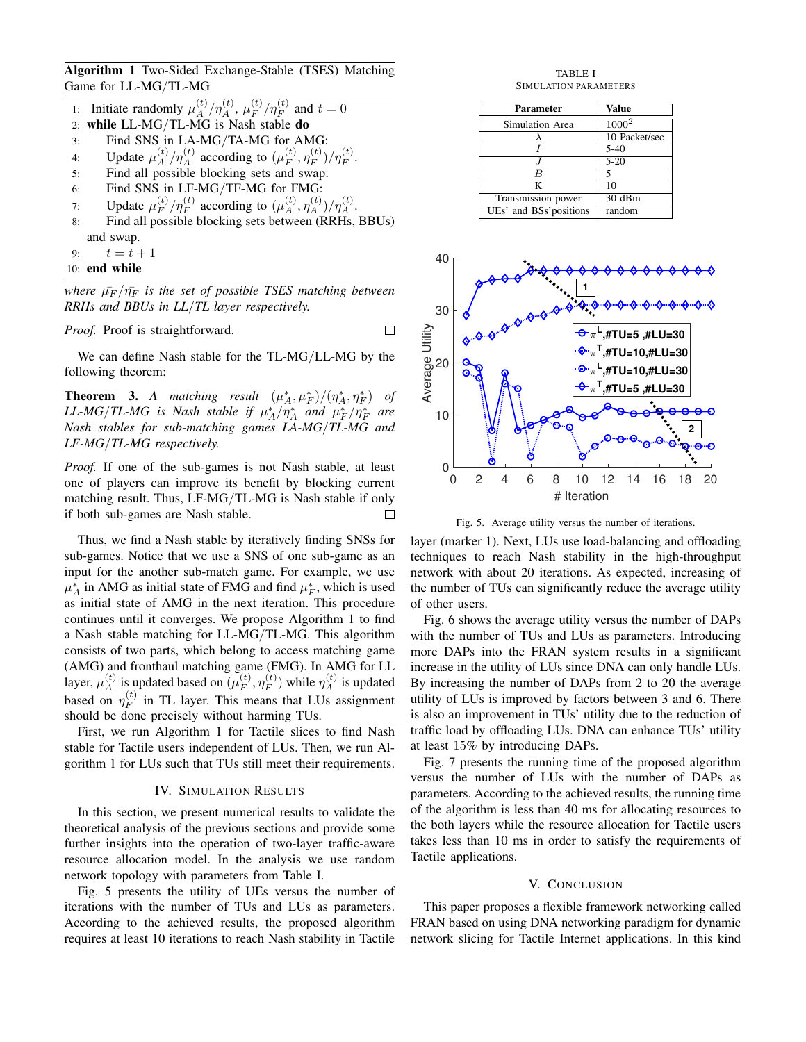**Algorithm 1** Two-Sided Exchange-Stable (TSES) Matching Game for LL-MG/TL-MG

```
1:  Initiate randomly μ_A^(t)/η_A^(t), μ_F^(t)/η_F^(t) and t = 0
2:  while LL-MG/TL-MG is Nash stable do
3:      Find SNS in LA-MG/TA-MG for AMG:
4:      Update μ_A^(t)/η_A^(t) according to (μ_F^(t), η_F^(t))/η_F^(t).
5:      Find all possible blocking sets and swap.
6:      Find SNS in LF-MG/TF-MG for FMG:
7:      Update μ_F^(t)/η_F^(t) according to (μ_A^(t), η_A^(t))/η_A^(t).
8:      Find all possible blocking sets between (RRHs, BBUs) and swap.
9:      t = t + 1
10: end while
```

*where $\bar{\mu_F}/\bar{\eta_F}$ is the set of possible TSES matching between RRHs and BBUs in LL/TL layer respectively.*

*Proof.* Proof is straightforward. □

We can define Nash stable for the TL-MG/LL-MG by the following theorem:

**Theorem 3.** *A matching result $(\mu_A^*, \mu_F^*)/(\eta_A^*, \eta_F^*)$ of LL-MG/TL-MG is Nash stable if $\mu_A^*/\eta_A^*$ and $\mu_F^*/\eta_F^*$ are Nash stables for sub-matching games LA-MG/TL-MG and LF-MG/TL-MG respectively.*

*Proof.* If one of the sub-games is not Nash stable, at least one of players can improve its benefit by blocking current matching result. Thus, LF-MG/TL-MG is Nash stable if only if both sub-games are Nash stable. □

Thus, we find a Nash stable by iteratively finding SNSs for sub-games. Notice that we use a SNS of one sub-game as an input for the another sub-match game. For example, we use $\mu_A^*$ in AMG as initial state of FMG and find $\mu_F^*$, which is used as initial state of AMG in the next iteration. This procedure continues until it converges. We propose Algorithm 1 to find a Nash stable matching for LL-MG/TL-MG. This algorithm consists of two parts, which belong to access matching game (AMG) and fronthaul matching game (FMG). In AMG for LL layer, $\mu_A^{(t)}$ is updated based on $(\mu_F^{(t)}, \eta_F^{(t)})$ while $\eta_A^{(t)}$ is updated based on $\eta_F^{(t)}$ in TL layer. This means that LUs assignment should be done precisely without harming TUs.

First, we run Algorithm 1 for Tactile slices to find Nash stable for Tactile users independent of LUs. Then, we run Algorithm 1 for LUs such that TUs still meet their requirements.

## IV. Simulation Results

In this section, we present numerical results to validate the theoretical analysis of the previous sections and provide some further insights into the operation of two-layer traffic-aware resource allocation model. In the analysis we use random network topology with parameters from Table I.

Fig. 5 presents the utility of UEs versus the number of iterations with the number of TUs and LUs as parameters. According to the achieved results, the proposed algorithm requires at least 10 iterations to reach Nash stability in Tactile layer (marker 1). Next, LUs use load-balancing and offloading techniques to reach Nash stability in the high-throughput network with about 20 iterations. As expected, increasing of the number of TUs can significantly reduce the average utility of other users.

TABLE I
Simulation Parameters

| Parameter | Value |
|---|---|
| Simulation Area | $1000^2$ |
| $\lambda$ | 10 Packet/sec |
| $I$ | 5-40 |
| $J$ | 5-20 |
| $B$ | 5 |
| K | 10 |
| Transmission power | 30 dBm |
| UEs' and BSs'positions | random |

Fig. 5. Average utility versus the number of iterations.

Fig. 6 shows the average utility versus the number of DAPs with the number of TUs and LUs as parameters. Introducing more DAPs into the FRAN system results in a significant increase in the utility of LUs since DNA can only handle LUs. By increasing the number of DAPs from 2 to 20 the average utility of LUs is improved by factors between 3 and 6. There is also an improvement in TUs' utility due to the reduction of traffic load by offloading LUs. DNA can enhance TUs' utility at least 15% by introducing DAPs.

Fig. 7 presents the running time of the proposed algorithm versus the number of LUs with the number of DAPs as parameters. According to the achieved results, the running time of the algorithm is less than 40 ms for allocating resources to the both layers while the resource allocation for Tactile users takes less than 10 ms in order to satisfy the requirements of Tactile applications.

## V. Conclusion

This paper proposes a flexible framework networking called FRAN based on using DNA networking paradigm for dynamic network slicing for Tactile Internet applications. In this kind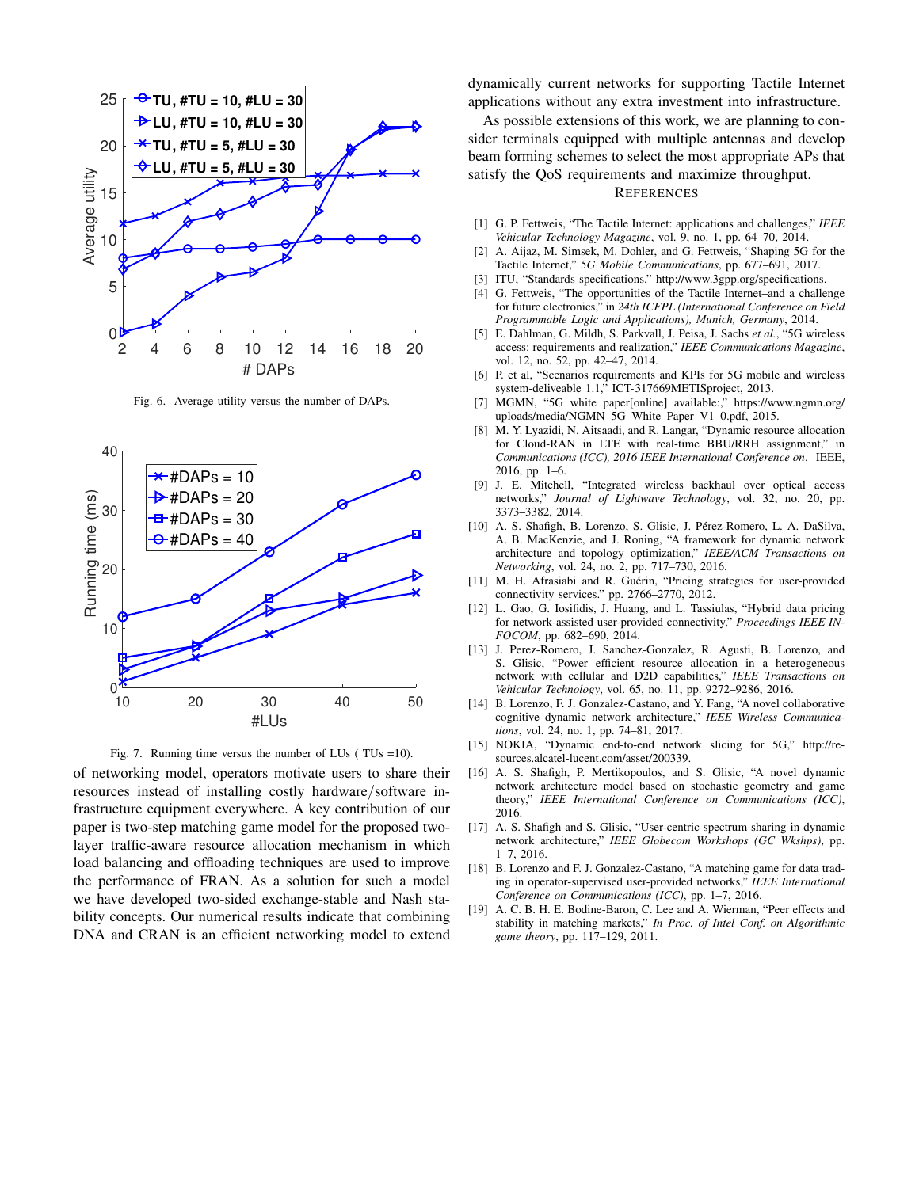25
20
15
10
5
0
Average utility
2 4 6 8 10 12 14 16 18 20
# DAPs
TU, #TU = 10, #LU = 30
LU, #TU = 10, #LU = 30
TU, #TU = 5, #LU = 30
LU, #TU = 5, #LU = 30

Fig. 6. Average utility versus the number of DAPs.

40
30
20
10
0
Running time (ms)
10 20 30 40 50
#LUs
#DAPs = 10
#DAPs = 20
#DAPs = 30
#DAPs = 40

Fig. 7. Running time versus the number of LUs ( TUs =10).

of networking model, operators motivate users to share their resources instead of installing costly hardware/software infrastructure equipment everywhere. A key contribution of our paper is two-step matching game model for the proposed two-layer traffic-aware resource allocation mechanism in which load balancing and offloading techniques are used to improve the performance of FRAN. As a solution for such a model we have developed two-sided exchange-stable and Nash stability concepts. Our numerical results indicate that combining DNA and CRAN is an efficient networking model to extend dynamically current networks for supporting Tactile Internet applications without any extra investment into infrastructure.

As possible extensions of this work, we are planning to consider terminals equipped with multiple antennas and develop beam forming schemes to select the most appropriate APs that satisfy the QoS requirements and maximize throughput.

## References

[1] G. P. Fettweis, "The Tactile Internet: applications and challenges," *IEEE Vehicular Technology Magazine*, vol. 9, no. 1, pp. 64–70, 2014.

[2] A. Aijaz, M. Simsek, M. Dohler, and G. Fettweis, "Shaping 5G for the Tactile Internet," *5G Mobile Communications*, pp. 677–691, 2017.

[3] ITU, "Standards specifications," http://www.3gpp.org/specifications.

[4] G. Fettweis, "The opportunities of the Tactile Internet–and a challenge for future electronics," in *24th ICFPL (International Conference on Field Programmable Logic and Applications), Munich, Germany*, 2014.

[5] E. Dahlman, G. Mildh, S. Parkvall, J. Peisa, J. Sachs *et al.*, "5G wireless access: requirements and realization," *IEEE Communications Magazine*, vol. 12, no. 52, pp. 42–47, 2014.

[6] P. et al, "Scenarios requirements and KPIs for 5G mobile and wireless system-deliveable 1.1," ICT-317669METISproject, 2013.

[7] MGMN, "5G white paper[online] available:," https://www.ngmn.org/uploads/media/NGMN_5G_White_Paper_V1_0.pdf, 2015.

[8] M. Y. Lyazidi, N. Aitsaadi, and R. Langar, "Dynamic resource allocation for Cloud-RAN in LTE with real-time BBU/RRH assignment," in *Communications (ICC), 2016 IEEE International Conference on*. IEEE, 2016, pp. 1–6.

[9] J. E. Mitchell, "Integrated wireless backhaul over optical access networks," *Journal of Lightwave Technology*, vol. 32, no. 20, pp. 3373–3382, 2014.

[10] A. S. Shafigh, B. Lorenzo, S. Glisic, J. Pérez-Romero, L. A. DaSilva, A. B. MacKenzie, and J. Roning, "A framework for dynamic network architecture and topology optimization," *IEEE/ACM Transactions on Networking*, vol. 24, no. 2, pp. 717–730, 2016.

[11] M. H. Afrasiabi and R. Guérin, "Pricing strategies for user-provided connectivity services." pp. 2766–2770, 2012.

[12] L. Gao, G. Iosifidis, J. Huang, and L. Tassiulas, "Hybrid data pricing for network-assisted user-provided connectivity," *Proceedings IEEE INFOCOM*, pp. 682–690, 2014.

[13] J. Perez-Romero, J. Sanchez-Gonzalez, R. Agusti, B. Lorenzo, and S. Glisic, "Power efficient resource allocation in a heterogeneous network with cellular and D2D capabilities," *IEEE Transactions on Vehicular Technology*, vol. 65, no. 11, pp. 9272–9286, 2016.

[14] B. Lorenzo, F. J. Gonzalez-Castano, and Y. Fang, "A novel collaborative cognitive dynamic network architecture," *IEEE Wireless Communications*, vol. 24, no. 1, pp. 74–81, 2017.

[15] NOKIA, "Dynamic end-to-end network slicing for 5G," http://resources.alcatel-lucent.com/asset/200339.

[16] A. S. Shafigh, P. Mertikopoulos, and S. Glisic, "A novel dynamic network architecture model based on stochastic geometry and game theory," *IEEE International Conference on Communications (ICC)*, 2016.

[17] A. S. Shafigh and S. Glisic, "User-centric spectrum sharing in dynamic network architecture," *IEEE Globecom Workshops (GC Wkshps)*, pp. 1–7, 2016.

[18] B. Lorenzo and F. J. Gonzalez-Castano, "A matching game for data trading in operator-supervised user-provided networks," *IEEE International Conference on Communications (ICC)*, pp. 1–7, 2016.

[19] A. C. B. H. E. Bodine-Baron, C. Lee and A. Wierman, "Peer effects and stability in matching markets," *In Proc. of Intel Conf. on Algorithmic game theory*, pp. 117–129, 2011.